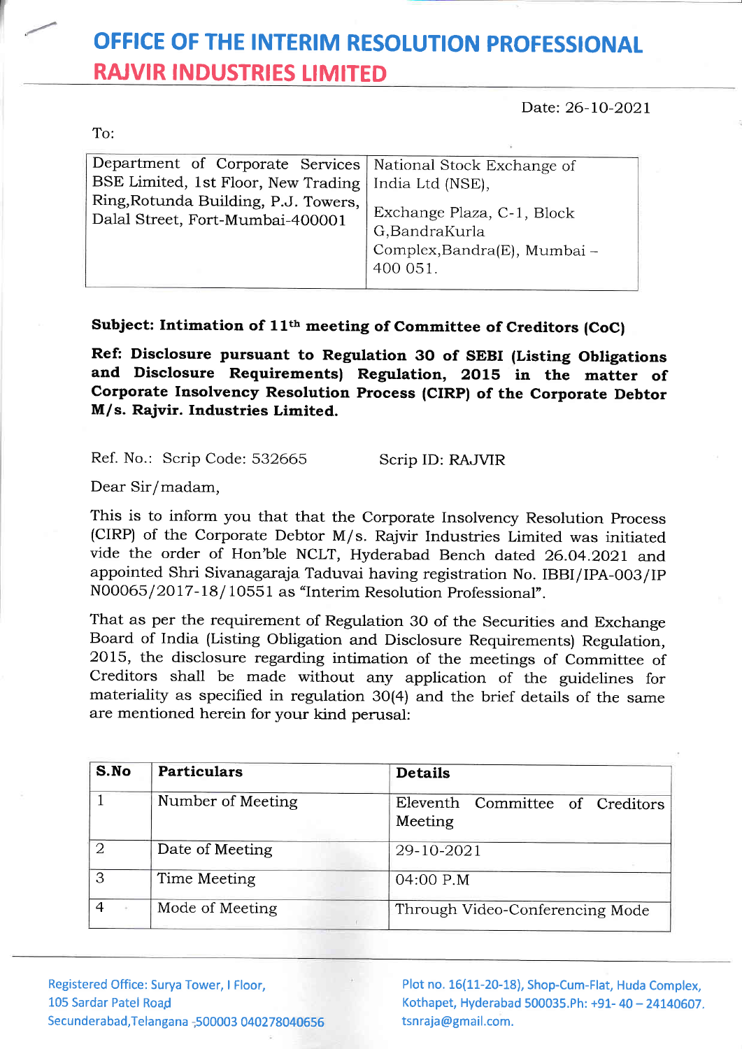# OFFICE OF THE INTERIM RESOLUTION PROFESSIONAL

## RAJVIR INDUSTRIES LIMITED

Date: 26-10-2021

To:

| Department of Corporate Services BSE Limited, 1st Floor, New Trading Ring,Rotunda Building, P.J. Towers, Dalal Street, Fort-Mumbai-400001 | National Stock Exchange of India Ltd (NSE), Exchange Plaza, C-1, Block G,BandraKurla Complex,Bandra(E), Mumbai – 400 051. |
|---|---|

**Subject: Intimation of 11th meeting of Committee of Creditors (CoC)**

**Ref: Disclosure pursuant to Regulation 30 of SEBI (Listing Obligations and Disclosure Requirements) Regulation, 2015 in the matter of Corporate Insolvency Resolution Process (CIRP) of the Corporate Debtor M/s. Rajvir. Industries Limited.**

Ref. No.: Scrip Code: 532665 Scrip ID: RAJVIR

Dear Sir/madam,

This is to inform you that that the Corporate Insolvency Resolution Process (CIRP) of the Corporate Debtor M/s. Rajvir Industries Limited was initiated vide the order of Hon'ble NCLT, Hyderabad Bench dated 26.04.2021 and appointed Shri Sivanagaraja Taduvai having registration No. IBBI/IPA-003/IP N00065/2017-18/10551 as "Interim Resolution Professional".

That as per the requirement of Regulation 30 of the Securities and Exchange Board of India (Listing Obligation and Disclosure Requirements) Regulation, 2015, the disclosure regarding intimation of the meetings of Committee of Creditors shall be made without any application of the guidelines for materiality as specified in regulation 30(4) and the brief details of the same are mentioned herein for your kind perusal:

| S.No | Particulars | Details |
|---|---|---|
| 1 | Number of Meeting | Eleventh Committee of Creditors Meeting |
| 2 | Date of Meeting | 29-10-2021 |
| 3 | Time Meeting | 04:00 P.M |
| 4 | Mode of Meeting | Through Video-Conferencing Mode |

Registered Office: Surya Tower, I Floor, 105 Sardar Patel Road Secunderabad,Telangana -500003 040278040656

Plot no. 16(11-20-18), Shop-Cum-Flat, Huda Complex, Kothapet, Hyderabad 500035.Ph: +91- 40 – 24140607. tsnraja@gmail.com.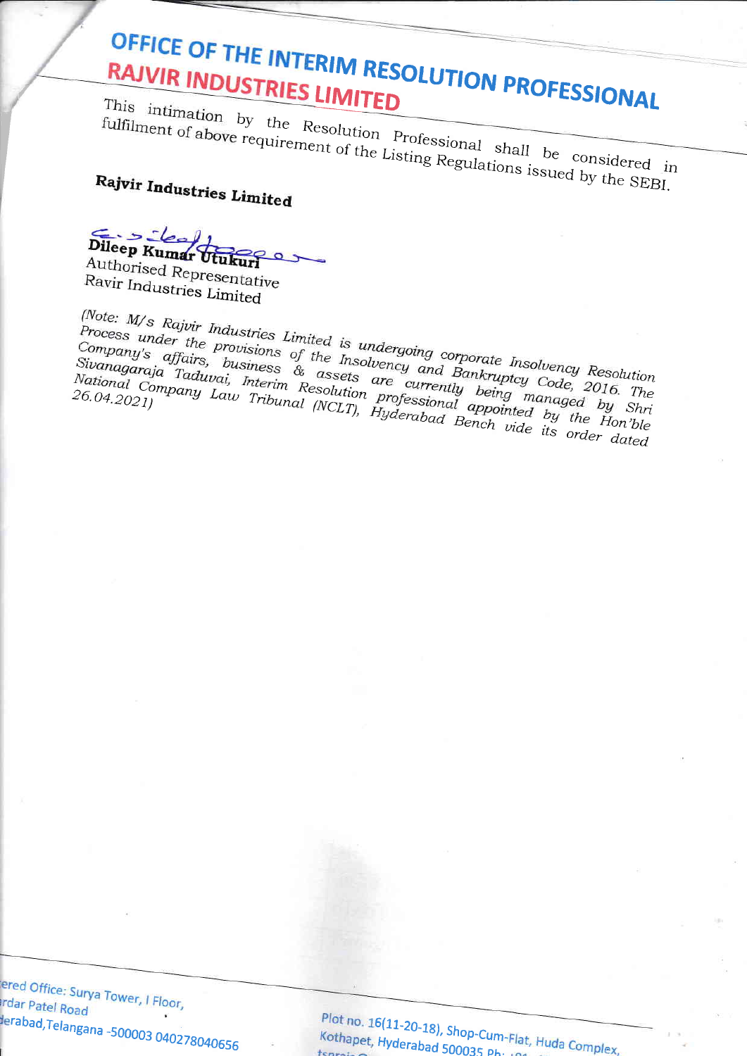# OFFICE OF THE INTERIM RESOLUTION PROFESSIONAL
## RAJVIR INDUSTRIES LIMITED

This intimation by the Resolution Professional shall be considered in fulfilment of above requirement of the Listing Regulations issued by the SEBI.

**Rajvir Industries Limited**

**Dileep Kumar Utukuri**
Authorised Representative
Ravir Industries Limited

*(Note: M/s Rajvir Industries Limited is undergoing corporate Insolvency Resolution Process under the provisions of the Insolvency and Bankruptcy Code, 2016. The Company's affairs, business & assets are currently being managed by Shri Sivanagaraja Taduvai, Interim Resolution professional appointed by the Hon'ble National Company Law Tribunal (NCLT), Hyderabad Bench vide its order dated 26.04.2021)*

ered Office: Surya Tower, I Floor,
rdar Patel Road
lerabad,Telangana -500003 040278040656

Plot no. 16(11-20-18), Shop-Cum-Flat, Huda Complex,
Kothapet, Hyderabad 500035 Ph: